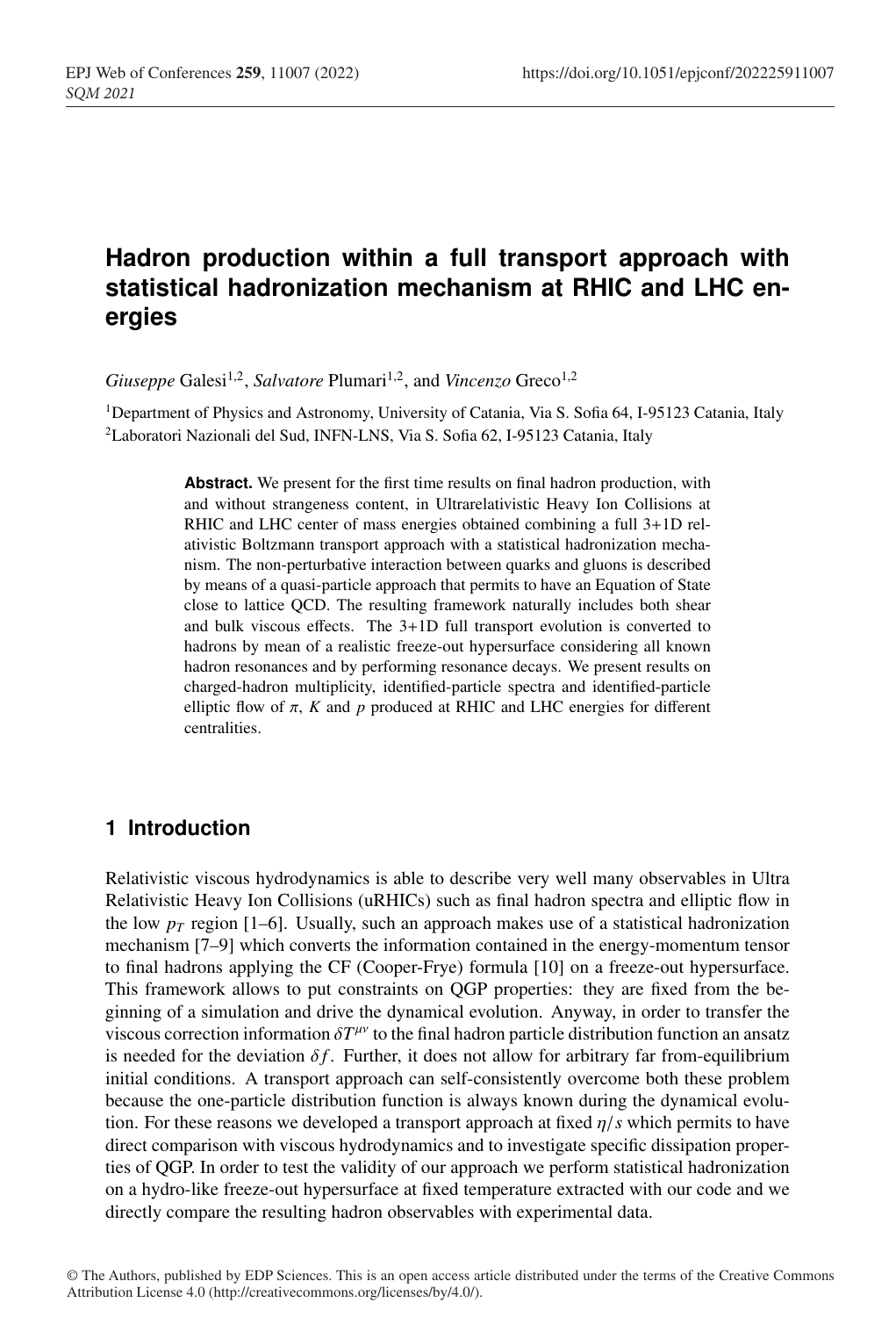# Hadron production within a full transport approach with statistical hadronization mechanism at RHIC and LHC energies

*Giuseppe* Galesi[1,2], *Salvatore* Plumari[1,2], and *Vincenzo* Greco[1,2]

[1]Department of Physics and Astronomy, University of Catania, Via S. Sofia 64, I-95123 Catania, Italy
[2]Laboratori Nazionali del Sud, INFN-LNS, Via S. Sofia 62, I-95123 Catania, Italy

**Abstract.** We present for the first time results on final hadron production, with and without strangeness content, in Ultrarelativistic Heavy Ion Collisions at RHIC and LHC center of mass energies obtained combining a full 3+1D relativistic Boltzmann transport approach with a statistical hadronization mechanism. The non-perturbative interaction between quarks and gluons is described by means of a quasi-particle approach that permits to have an Equation of State close to lattice QCD. The resulting framework naturally includes both shear and bulk viscous effects. The 3+1D full transport evolution is converted to hadrons by mean of a realistic freeze-out hypersurface considering all known hadron resonances and by performing resonance decays. We present results on charged-hadron multiplicity, identified-particle spectra and identified-particle elliptic flow of $\pi$, $K$ and $p$ produced at RHIC and LHC energies for different centralities.

## 1 Introduction

Relativistic viscous hydrodynamics is able to describe very well many observables in Ultra Relativistic Heavy Ion Collisions (uRHICs) such as final hadron spectra and elliptic flow in the low $p_T$ region [1–6]. Usually, such an approach makes use of a statistical hadronization mechanism [7–9] which converts the information contained in the energy-momentum tensor to final hadrons applying the CF (Cooper-Frye) formula [10] on a freeze-out hypersurface. This framework allows to put constraints on QGP properties: they are fixed from the beginning of a simulation and drive the dynamical evolution. Anyway, in order to transfer the viscous correction information $\delta T^{\mu\nu}$ to the final hadron particle distribution function an ansatz is needed for the deviation $\delta f$. Further, it does not allow for arbitrary far from-equilibrium initial conditions. A transport approach can self-consistently overcome both these problem because the one-particle distribution function is always known during the dynamical evolution. For these reasons we developed a transport approach at fixed $\eta/s$ which permits to have direct comparison with viscous hydrodynamics and to investigate specific dissipation properties of QGP. In order to test the validity of our approach we perform statistical hadronization on a hydro-like freeze-out hypersurface at fixed temperature extracted with our code and we directly compare the resulting hadron observables with experimental data.

© The Authors, published by EDP Sciences. This is an open access article distributed under the terms of the Creative Commons Attribution License 4.0 (http://creativecommons.org/licenses/by/4.0/).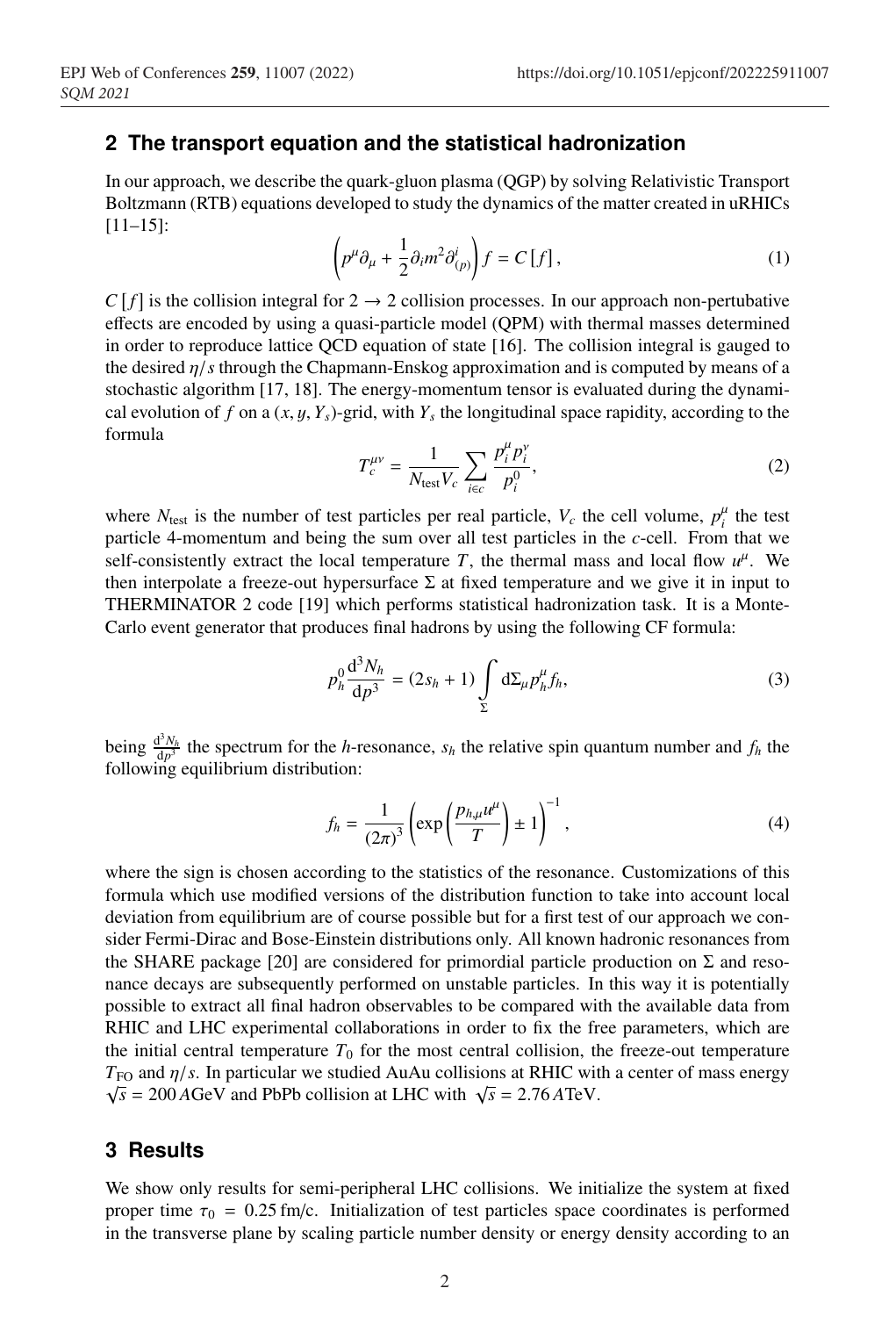## 2 The transport equation and the statistical hadronization

In our approach, we describe the quark-gluon plasma (QGP) by solving Relativistic Transport Boltzmann (RTB) equations developed to study the dynamics of the matter created in uRHICs [11–15]:

$$\left(p^\mu \partial_\mu + \frac{1}{2}\partial_i m^2 \partial^i_{(p)}\right) f = C\left[f\right], \tag{1}$$

$C\left[f\right]$ is the collision integral for $2 \to 2$ collision processes. In our approach non-pertubative effects are encoded by using a quasi-particle model (QPM) with thermal masses determined in order to reproduce lattice QCD equation of state [16]. The collision integral is gauged to the desired $\eta/s$ through the Chapmann-Enskog approximation and is computed by means of a stochastic algorithm [17, 18]. The energy-momentum tensor is evaluated during the dynamical evolution of $f$ on a $(x, y, Y_s)$-grid, with $Y_s$ the longitudinal space rapidity, according to the formula

$$T_c^{\mu\nu} = \frac{1}{N_{\text{test}} V_c} \sum_{i \in c} \frac{p_i^\mu p_i^\nu}{p_i^0}, \tag{2}$$

where $N_{\text{test}}$ is the number of test particles per real particle, $V_c$ the cell volume, $p_i^\mu$ the test particle 4-momentum and being the sum over all test particles in the $c$-cell. From that we self-consistently extract the local temperature $T$, the thermal mass and local flow $u^\mu$. We then interpolate a freeze-out hypersurface $\Sigma$ at fixed temperature and we give it in input to THERMINATOR 2 code [19] which performs statistical hadronization task. It is a Monte-Carlo event generator that produces final hadrons by using the following CF formula:

$$p_h^0 \frac{\mathrm{d}^3 N_h}{\mathrm{d}p^3} = (2s_h + 1) \int_\Sigma \mathrm{d}\Sigma_\mu p_h^\mu f_h, \tag{3}$$

being $\frac{\mathrm{d}^3 N_h}{\mathrm{d}p^3}$ the spectrum for the $h$-resonance, $s_h$ the relative spin quantum number and $f_h$ the following equilibrium distribution:

$$f_h = \frac{1}{(2\pi)^3} \left(\exp\left(\frac{p_{h,\mu} u^\mu}{T}\right) \pm 1\right)^{-1}, \tag{4}$$

where the sign is chosen according to the statistics of the resonance. Customizations of this formula which use modified versions of the distribution function to take into account local deviation from equilibrium are of course possible but for a first test of our approach we consider Fermi-Dirac and Bose-Einstein distributions only. All known hadronic resonances from the SHARE package [20] are considered for primordial particle production on $\Sigma$ and resonance decays are subsequently performed on unstable particles. In this way it is potentially possible to extract all final hadron observables to be compared with the available data from RHIC and LHC experimental collaborations in order to fix the free parameters, which are the initial central temperature $T_0$ for the most central collision, the freeze-out temperature $T_{\text{FO}}$ and $\eta/s$. In particular we studied AuAu collisions at RHIC with a center of mass energy $\sqrt{s} = 200\,A$GeV and PbPb collision at LHC with $\sqrt{s} = 2.76\,A$TeV.

## 3 Results

We show only results for semi-peripheral LHC collisions. We initialize the system at fixed proper time $\tau_0 = 0.25\,$fm/c. Initialization of test particles space coordinates is performed in the transverse plane by scaling particle number density or energy density according to an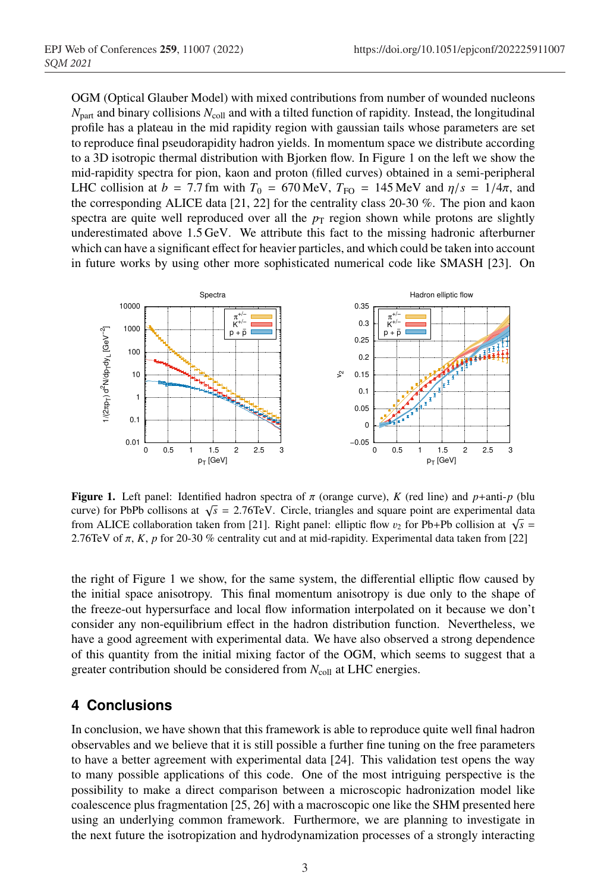OGM (Optical Glauber Model) with mixed contributions from number of wounded nucleons $N_{\rm part}$ and binary collisions $N_{\rm coll}$ and with a tilted function of rapidity. Instead, the longitudinal profile has a plateau in the mid rapidity region with gaussian tails whose parameters are set to reproduce final pseudorapidity hadron yields. In momentum space we distribute according to a 3D isotropic thermal distribution with Bjorken flow. In Figure 1 on the left we show the mid-rapidity spectra for pion, kaon and proton (filled curves) obtained in a semi-peripheral LHC collision at $b = 7.7$ fm with $T_0 = 670$ MeV, $T_{\rm FO} = 145$ MeV and $\eta/s = 1/4\pi$, and the corresponding ALICE data [21, 22] for the centrality class 20-30 %. The pion and kaon spectra are quite well reproduced over all the $p_{\rm T}$ region shown while protons are slightly underestimated above 1.5 GeV. We attribute this fact to the missing hadronic afterburner which can have a significant effect for heavier particles, and which could be taken into account in future works by using other more sophisticated numerical code like SMASH [23]. On the right of Figure 1 we show, for the same system, the differential elliptic flow caused by the initial space anisotropy. This final momentum anisotropy is due only to the shape of the freeze-out hypersurface and local flow information interpolated on it because we don't consider any non-equilibrium effect in the hadron distribution function. Nevertheless, we have a good agreement with experimental data. We have also observed a strong dependence of this quantity from the initial mixing factor of the OGM, which seems to suggest that a greater contribution should be considered from $N_{\rm coll}$ at LHC energies.

**Figure 1.** Left panel: Identified hadron spectra of $\pi$ (orange curve), $K$ (red line) and $p$+anti-$p$ (blu curve) for PbPb collisons at $\sqrt{s} = 2.76$TeV. Circle, triangles and square point are experimental data from ALICE collaboration taken from [21]. Right panel: elliptic flow $v_2$ for Pb+Pb collision at $\sqrt{s} = 2.76$TeV of $\pi$, $K$, $p$ for 20-30 % centrality cut and at mid-rapidity. Experimental data taken from [22]

## 4 Conclusions

In conclusion, we have shown that this framework is able to reproduce quite well final hadron observables and we believe that it is still possible a further fine tuning on the free parameters to have a better agreement with experimental data [24]. This validation test opens the way to many possible applications of this code. One of the most intriguing perspective is the possibility to make a direct comparison between a microscopic hadronization model like coalescence plus fragmentation [25, 26] with a macroscopic one like the SHM presented here using an underlying common framework. Furthermore, we are planning to investigate in the next future the isotropization and hydrodynamization processes of a strongly interacting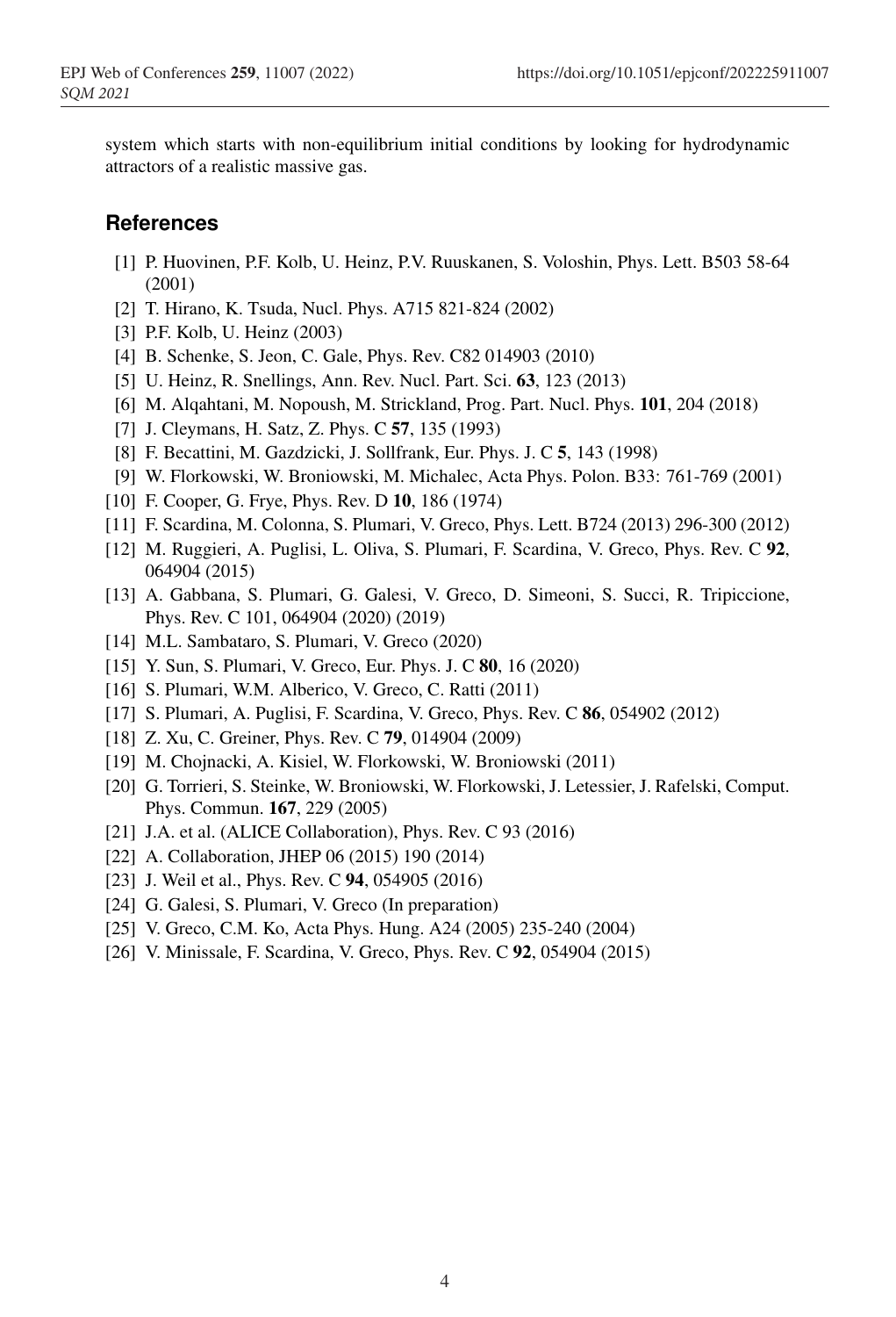system which starts with non-equilibrium initial conditions by looking for hydrodynamic attractors of a realistic massive gas.

## References

[1] P. Huovinen, P.F. Kolb, U. Heinz, P.V. Ruuskanen, S. Voloshin, Phys. Lett. B503 58-64 (2001)

[2] T. Hirano, K. Tsuda, Nucl. Phys. A715 821-824 (2002)

[3] P.F. Kolb, U. Heinz (2003)

[4] B. Schenke, S. Jeon, C. Gale, Phys. Rev. C82 014903 (2010)

[5] U. Heinz, R. Snellings, Ann. Rev. Nucl. Part. Sci. **63**, 123 (2013)

[6] M. Alqahtani, M. Nopoush, M. Strickland, Prog. Part. Nucl. Phys. **101**, 204 (2018)

[7] J. Cleymans, H. Satz, Z. Phys. C **57**, 135 (1993)

[8] F. Becattini, M. Gazdzicki, J. Sollfrank, Eur. Phys. J. C **5**, 143 (1998)

[9] W. Florkowski, W. Broniowski, M. Michalec, Acta Phys. Polon. B33: 761-769 (2001)

[10] F. Cooper, G. Frye, Phys. Rev. D **10**, 186 (1974)

[11] F. Scardina, M. Colonna, S. Plumari, V. Greco, Phys. Lett. B724 (2013) 296-300 (2012)

[12] M. Ruggieri, A. Puglisi, L. Oliva, S. Plumari, F. Scardina, V. Greco, Phys. Rev. C **92**, 064904 (2015)

[13] A. Gabbana, S. Plumari, G. Galesi, V. Greco, D. Simeoni, S. Succi, R. Tripiccione, Phys. Rev. C 101, 064904 (2020) (2019)

[14] M.L. Sambataro, S. Plumari, V. Greco (2020)

[15] Y. Sun, S. Plumari, V. Greco, Eur. Phys. J. C **80**, 16 (2020)

[16] S. Plumari, W.M. Alberico, V. Greco, C. Ratti (2011)

[17] S. Plumari, A. Puglisi, F. Scardina, V. Greco, Phys. Rev. C **86**, 054902 (2012)

[18] Z. Xu, C. Greiner, Phys. Rev. C **79**, 014904 (2009)

[19] M. Chojnacki, A. Kisiel, W. Florkowski, W. Broniowski (2011)

[20] G. Torrieri, S. Steinke, W. Broniowski, W. Florkowski, J. Letessier, J. Rafelski, Comput. Phys. Commun. **167**, 229 (2005)

[21] J.A. et al. (ALICE Collaboration), Phys. Rev. C 93 (2016)

[22] A. Collaboration, JHEP 06 (2015) 190 (2014)

[23] J. Weil et al., Phys. Rev. C **94**, 054905 (2016)

[24] G. Galesi, S. Plumari, V. Greco (In preparation)

[25] V. Greco, C.M. Ko, Acta Phys. Hung. A24 (2005) 235-240 (2004)

[26] V. Minissale, F. Scardina, V. Greco, Phys. Rev. C **92**, 054904 (2015)